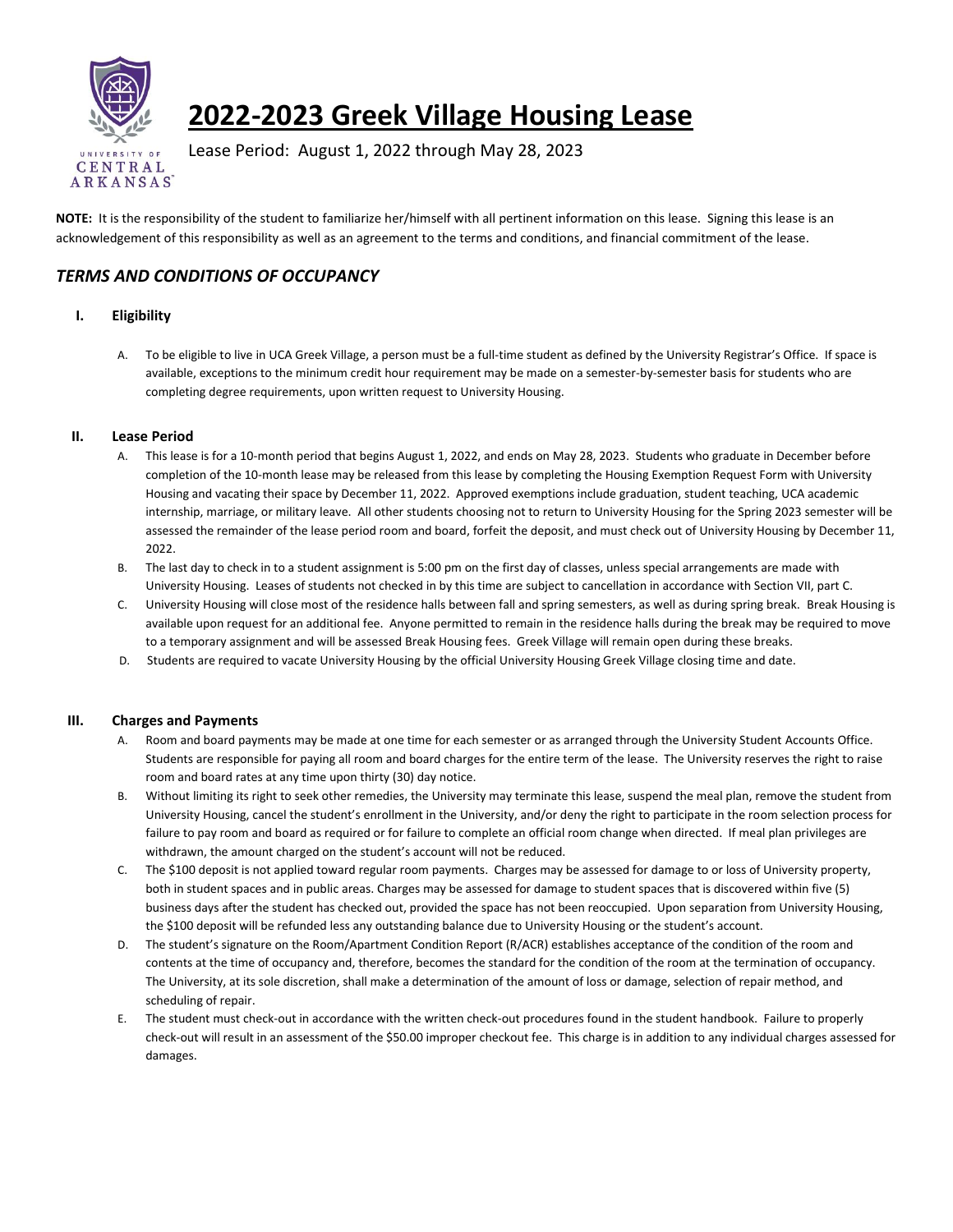# 2022-2023 Greek Village Housing Lease

Lease Period: August 1, 2022 through May 28, 2023

**NOTE:** It is the responsibility of the student to familiarize her/himself with all pertinent information on this lease. Signing this lease is an acknowledgement of this responsibility as well as an agreement to the terms and conditions, and financial commitment of the lease.

## *TERMS AND CONDITIONS OF OCCUPANCY*

### I. Eligibility

A. To be eligible to live in UCA Greek Village, a person must be a full-time student as defined by the University Registrar's Office. If space is available, exceptions to the minimum credit hour requirement may be made on a semester-by-semester basis for students who are completing degree requirements, upon written request to University Housing.

### II. Lease Period

A. This lease is for a 10-month period that begins August 1, 2022, and ends on May 28, 2023. Students who graduate in December before completion of the 10-month lease may be released from this lease by completing the Housing Exemption Request Form with University Housing and vacating their space by December 11, 2022. Approved exemptions include graduation, student teaching, UCA academic internship, marriage, or military leave. All other students choosing not to return to University Housing for the Spring 2023 semester will be assessed the remainder of the lease period room and board, forfeit the deposit, and must check out of University Housing by December 11, 2022.

B. The last day to check in to a student assignment is 5:00 pm on the first day of classes, unless special arrangements are made with University Housing. Leases of students not checked in by this time are subject to cancellation in accordance with Section VII, part C.

C. University Housing will close most of the residence halls between fall and spring semesters, as well as during spring break. Break Housing is available upon request for an additional fee. Anyone permitted to remain in the residence halls during the break may be required to move to a temporary assignment and will be assessed Break Housing fees. Greek Village will remain open during these breaks.

D. Students are required to vacate University Housing by the official University Housing Greek Village closing time and date.

### III. Charges and Payments

A. Room and board payments may be made at one time for each semester or as arranged through the University Student Accounts Office. Students are responsible for paying all room and board charges for the entire term of the lease. The University reserves the right to raise room and board rates at any time upon thirty (30) day notice.

B. Without limiting its right to seek other remedies, the University may terminate this lease, suspend the meal plan, remove the student from University Housing, cancel the student's enrollment in the University, and/or deny the right to participate in the room selection process for failure to pay room and board as required or for failure to complete an official room change when directed. If meal plan privileges are withdrawn, the amount charged on the student's account will not be reduced.

C. The $100 deposit is not applied toward regular room payments. Charges may be assessed for damage to or loss of University property, both in student spaces and in public areas. Charges may be assessed for damage to student spaces that is discovered within five (5) business days after the student has checked out, provided the space has not been reoccupied. Upon separation from University Housing, the $100 deposit will be refunded less any outstanding balance due to University Housing or the student's account.

D. The student's signature on the Room/Apartment Condition Report (R/ACR) establishes acceptance of the condition of the room and contents at the time of occupancy and, therefore, becomes the standard for the condition of the room at the termination of occupancy. The University, at its sole discretion, shall make a determination of the amount of loss or damage, selection of repair method, and scheduling of repair.

E. The student must check-out in accordance with the written check-out procedures found in the student handbook. Failure to properly check-out will result in an assessment of the $50.00 improper checkout fee. This charge is in addition to any individual charges assessed for damages.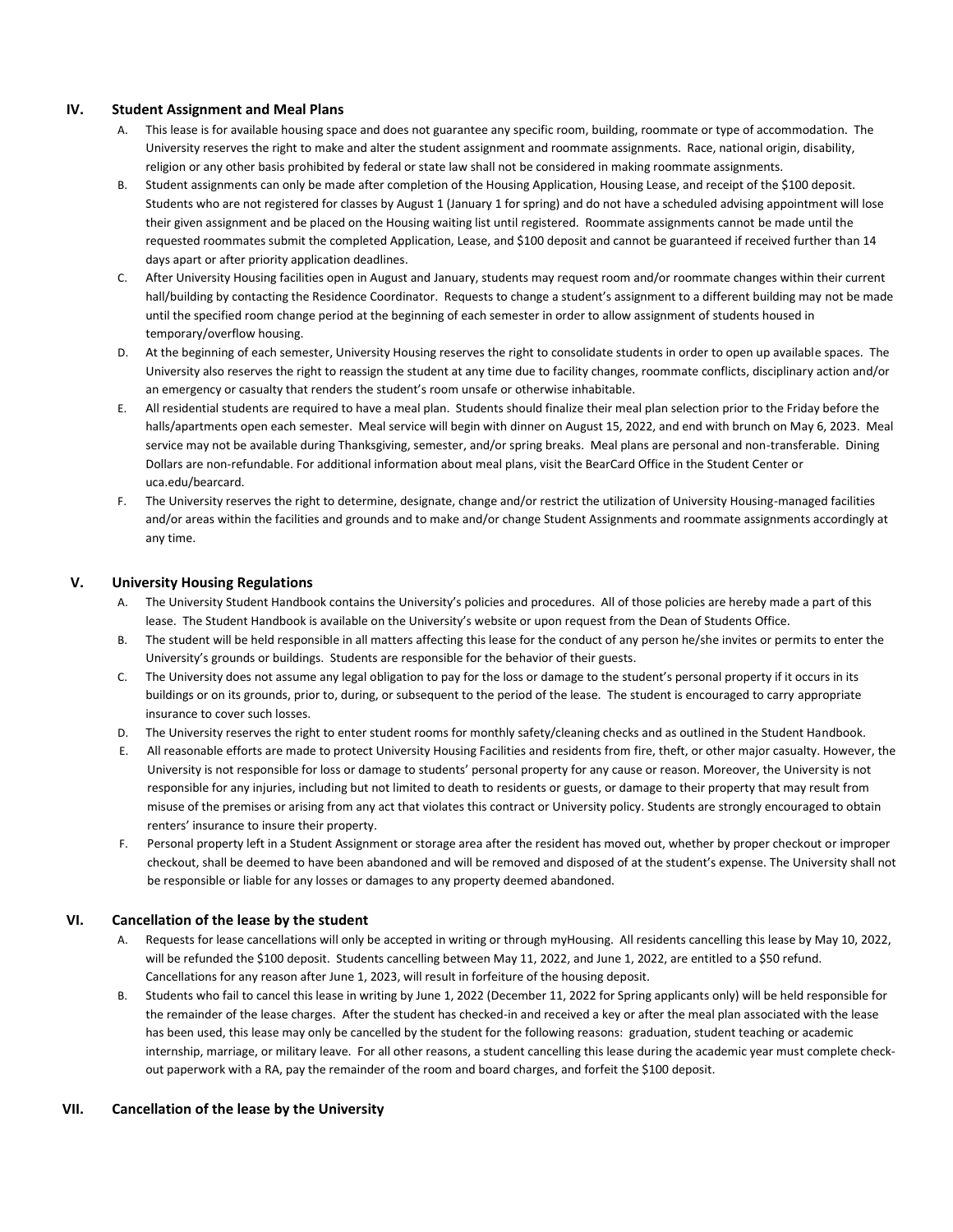## IV. Student Assignment and Meal Plans

A. This lease is for available housing space and does not guarantee any specific room, building, roommate or type of accommodation. The University reserves the right to make and alter the student assignment and roommate assignments. Race, national origin, disability, religion or any other basis prohibited by federal or state law shall not be considered in making roommate assignments.

B. Student assignments can only be made after completion of the Housing Application, Housing Lease, and receipt of the $100 deposit. Students who are not registered for classes by August 1 (January 1 for spring) and do not have a scheduled advising appointment will lose their given assignment and be placed on the Housing waiting list until registered. Roommate assignments cannot be made until the requested roommates submit the completed Application, Lease, and $100 deposit and cannot be guaranteed if received further than 14 days apart or after priority application deadlines.

C. After University Housing facilities open in August and January, students may request room and/or roommate changes within their current hall/building by contacting the Residence Coordinator. Requests to change a student's assignment to a different building may not be made until the specified room change period at the beginning of each semester in order to allow assignment of students housed in temporary/overflow housing.

D. At the beginning of each semester, University Housing reserves the right to consolidate students in order to open up available spaces. The University also reserves the right to reassign the student at any time due to facility changes, roommate conflicts, disciplinary action and/or an emergency or casualty that renders the student's room unsafe or otherwise inhabitable.

E. All residential students are required to have a meal plan. Students should finalize their meal plan selection prior to the Friday before the halls/apartments open each semester. Meal service will begin with dinner on August 15, 2022, and end with brunch on May 6, 2023. Meal service may not be available during Thanksgiving, semester, and/or spring breaks. Meal plans are personal and non-transferable. Dining Dollars are non-refundable. For additional information about meal plans, visit the BearCard Office in the Student Center or uca.edu/bearcard.

F. The University reserves the right to determine, designate, change and/or restrict the utilization of University Housing-managed facilities and/or areas within the facilities and grounds and to make and/or change Student Assignments and roommate assignments accordingly at any time.

## V. University Housing Regulations

A. The University Student Handbook contains the University's policies and procedures. All of those policies are hereby made a part of this lease. The Student Handbook is available on the University's website or upon request from the Dean of Students Office.

B. The student will be held responsible in all matters affecting this lease for the conduct of any person he/she invites or permits to enter the University's grounds or buildings. Students are responsible for the behavior of their guests.

C. The University does not assume any legal obligation to pay for the loss or damage to the student's personal property if it occurs in its buildings or on its grounds, prior to, during, or subsequent to the period of the lease. The student is encouraged to carry appropriate insurance to cover such losses.

D. The University reserves the right to enter student rooms for monthly safety/cleaning checks and as outlined in the Student Handbook.

E. All reasonable efforts are made to protect University Housing Facilities and residents from fire, theft, or other major casualty. However, the University is not responsible for loss or damage to students' personal property for any cause or reason. Moreover, the University is not responsible for any injuries, including but not limited to death to residents or guests, or damage to their property that may result from misuse of the premises or arising from any act that violates this contract or University policy. Students are strongly encouraged to obtain renters' insurance to insure their property.

F. Personal property left in a Student Assignment or storage area after the resident has moved out, whether by proper checkout or improper checkout, shall be deemed to have been abandoned and will be removed and disposed of at the student's expense. The University shall not be responsible or liable for any losses or damages to any property deemed abandoned.

## VI. Cancellation of the lease by the student

A. Requests for lease cancellations will only be accepted in writing or through myHousing. All residents cancelling this lease by May 10, 2022, will be refunded the $100 deposit. Students cancelling between May 11, 2022, and June 1, 2022, are entitled to a $50 refund. Cancellations for any reason after June 1, 2023, will result in forfeiture of the housing deposit.

B. Students who fail to cancel this lease in writing by June 1, 2022 (December 11, 2022 for Spring applicants only) will be held responsible for the remainder of the lease charges. After the student has checked-in and received a key or after the meal plan associated with the lease has been used, this lease may only be cancelled by the student for the following reasons: graduation, student teaching or academic internship, marriage, or military leave. For all other reasons, a student cancelling this lease during the academic year must complete check-out paperwork with a RA, pay the remainder of the room and board charges, and forfeit the $100 deposit.

## VII. Cancellation of the lease by the University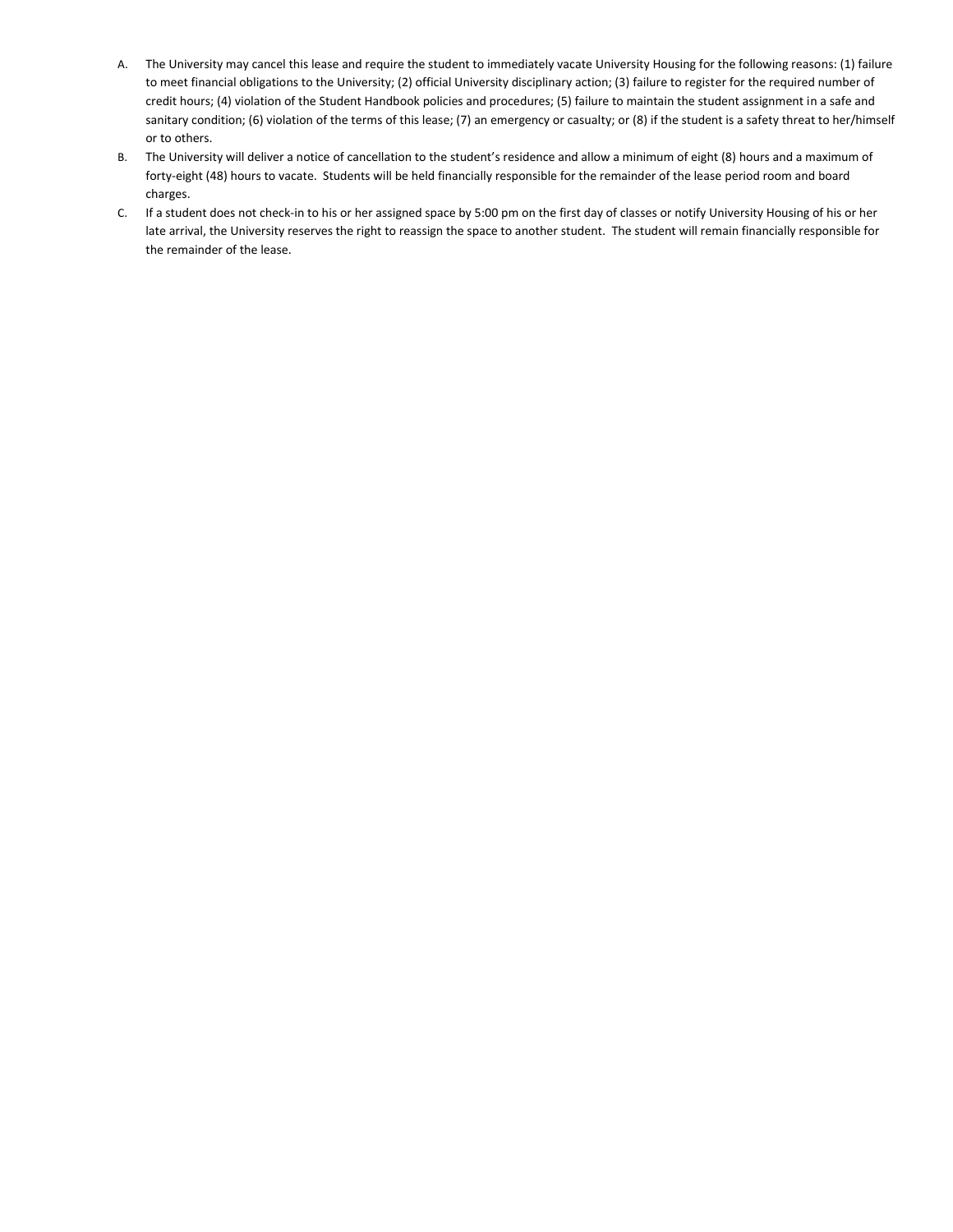A. The University may cancel this lease and require the student to immediately vacate University Housing for the following reasons: (1) failure to meet financial obligations to the University; (2) official University disciplinary action; (3) failure to register for the required number of credit hours; (4) violation of the Student Handbook policies and procedures; (5) failure to maintain the student assignment in a safe and sanitary condition; (6) violation of the terms of this lease; (7) an emergency or casualty; or (8) if the student is a safety threat to her/himself or to others.

B. The University will deliver a notice of cancellation to the student's residence and allow a minimum of eight (8) hours and a maximum of forty-eight (48) hours to vacate. Students will be held financially responsible for the remainder of the lease period room and board charges.

C. If a student does not check-in to his or her assigned space by 5:00 pm on the first day of classes or notify University Housing of his or her late arrival, the University reserves the right to reassign the space to another student. The student will remain financially responsible for the remainder of the lease.